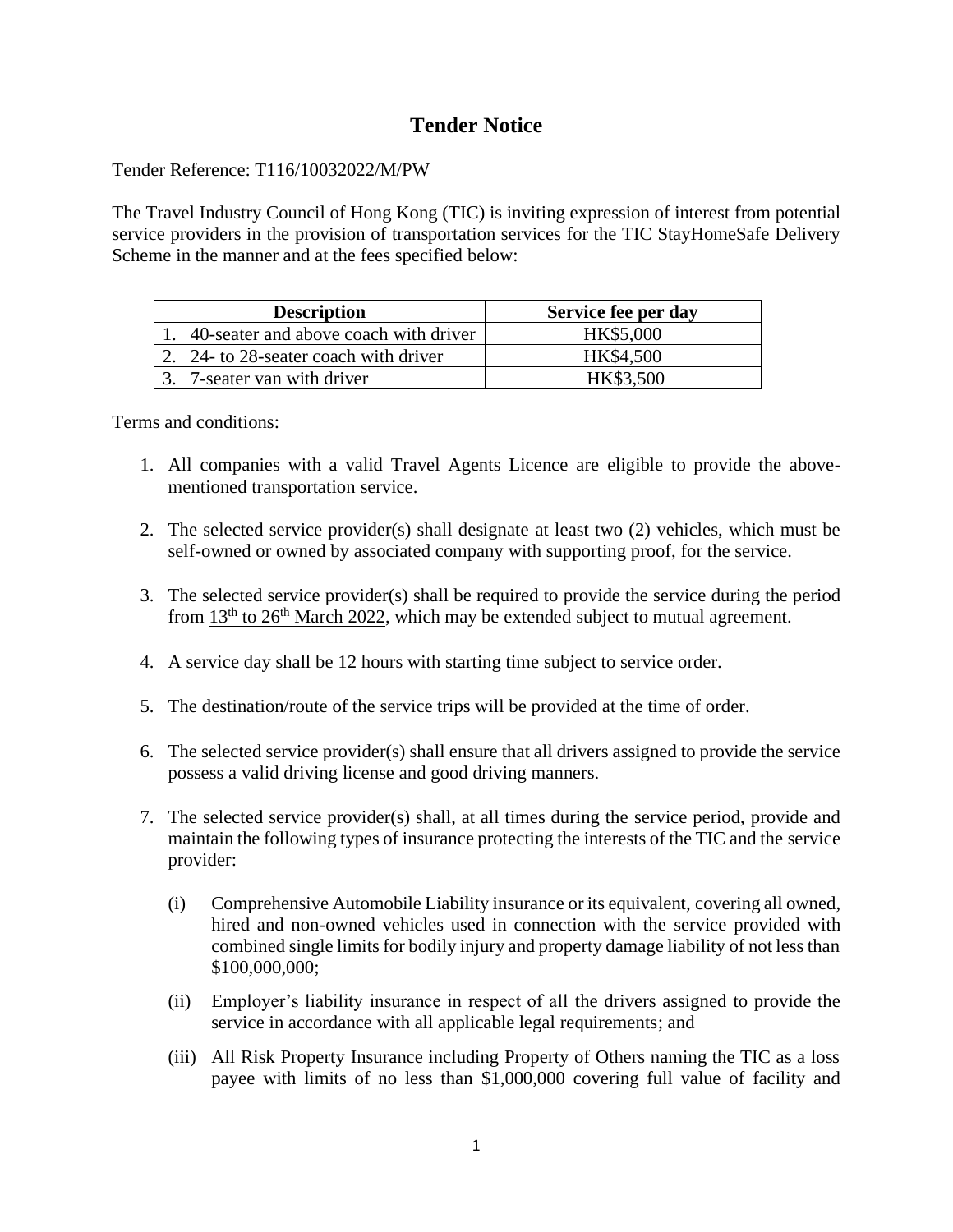# Tender Notice

Tender Reference: T116/10032022/M/PW

The Travel Industry Council of Hong Kong (TIC) is inviting expression of interest from potential service providers in the provision of transportation services for the TIC StayHomeSafe Delivery Scheme in the manner and at the fees specified below:

| Description | Service fee per day |
|---|---|
| 1. 40-seater and above coach with driver | HK$5,000 |
| 2. 24- to 28-seater coach with driver | HK$4,500 |
| 3. 7-seater van with driver | HK$3,500 |

Terms and conditions:

1. All companies with a valid Travel Agents Licence are eligible to provide the above-mentioned transportation service.

2. The selected service provider(s) shall designate at least two (2) vehicles, which must be self-owned or owned by associated company with supporting proof, for the service.

3. The selected service provider(s) shall be required to provide the service during the period from 13th to 26th March 2022, which may be extended subject to mutual agreement.

4. A service day shall be 12 hours with starting time subject to service order.

5. The destination/route of the service trips will be provided at the time of order.

6. The selected service provider(s) shall ensure that all drivers assigned to provide the service possess a valid driving license and good driving manners.

7. The selected service provider(s) shall, at all times during the service period, provide and maintain the following types of insurance protecting the interests of the TIC and the service provider:

   (i) Comprehensive Automobile Liability insurance or its equivalent, covering all owned, hired and non-owned vehicles used in connection with the service provided with combined single limits for bodily injury and property damage liability of not less than $100,000,000;

   (ii) Employer's liability insurance in respect of all the drivers assigned to provide the service in accordance with all applicable legal requirements; and

   (iii) All Risk Property Insurance including Property of Others naming the TIC as a loss payee with limits of no less than $1,000,000 covering full value of facility and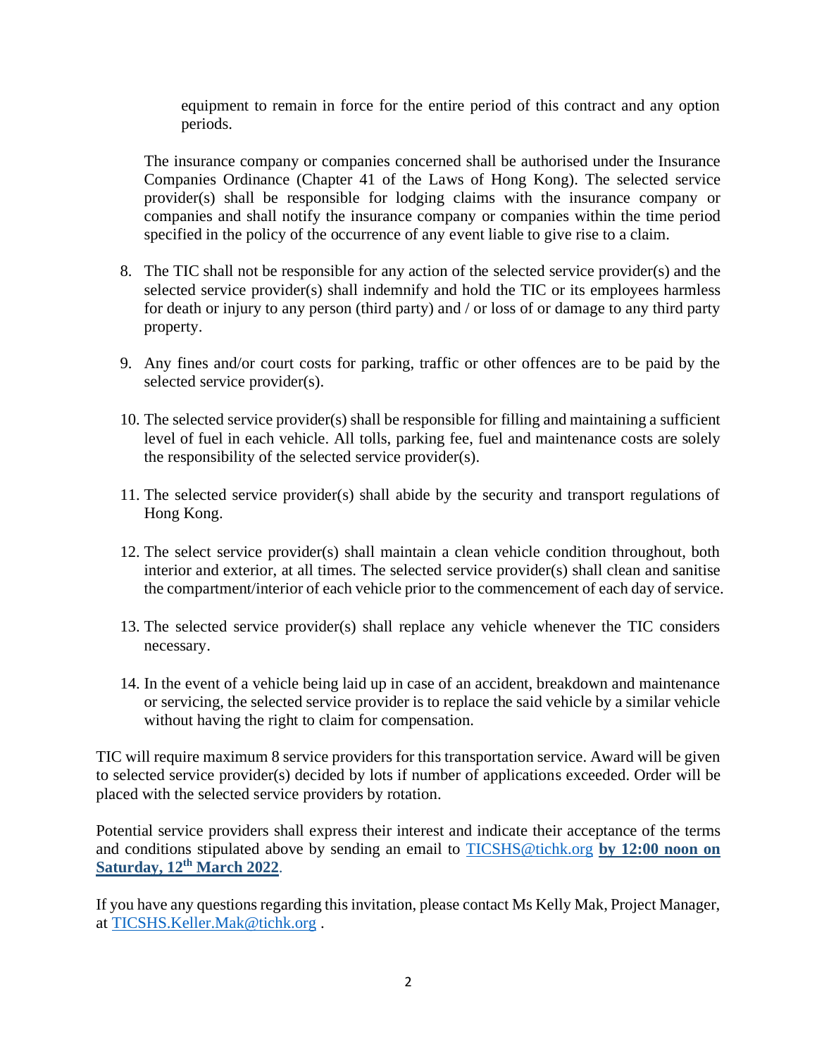equipment to remain in force for the entire period of this contract and any option periods.

The insurance company or companies concerned shall be authorised under the Insurance Companies Ordinance (Chapter 41 of the Laws of Hong Kong). The selected service provider(s) shall be responsible for lodging claims with the insurance company or companies and shall notify the insurance company or companies within the time period specified in the policy of the occurrence of any event liable to give rise to a claim.

8. The TIC shall not be responsible for any action of the selected service provider(s) and the selected service provider(s) shall indemnify and hold the TIC or its employees harmless for death or injury to any person (third party) and / or loss of or damage to any third party property.

9. Any fines and/or court costs for parking, traffic or other offences are to be paid by the selected service provider(s).

10. The selected service provider(s) shall be responsible for filling and maintaining a sufficient level of fuel in each vehicle. All tolls, parking fee, fuel and maintenance costs are solely the responsibility of the selected service provider(s).

11. The selected service provider(s) shall abide by the security and transport regulations of Hong Kong.

12. The select service provider(s) shall maintain a clean vehicle condition throughout, both interior and exterior, at all times. The selected service provider(s) shall clean and sanitise the compartment/interior of each vehicle prior to the commencement of each day of service.

13. The selected service provider(s) shall replace any vehicle whenever the TIC considers necessary.

14. In the event of a vehicle being laid up in case of an accident, breakdown and maintenance or servicing, the selected service provider is to replace the said vehicle by a similar vehicle without having the right to claim for compensation.

TIC will require maximum 8 service providers for this transportation service. Award will be given to selected service provider(s) decided by lots if number of applications exceeded. Order will be placed with the selected service providers by rotation.

Potential service providers shall express their interest and indicate their acceptance of the terms and conditions stipulated above by sending an email to TICSHS@tichk.org **by 12:00 noon on Saturday, 12th March 2022**.

If you have any questions regarding this invitation, please contact Ms Kelly Mak, Project Manager, at TICSHS.Keller.Mak@tichk.org .